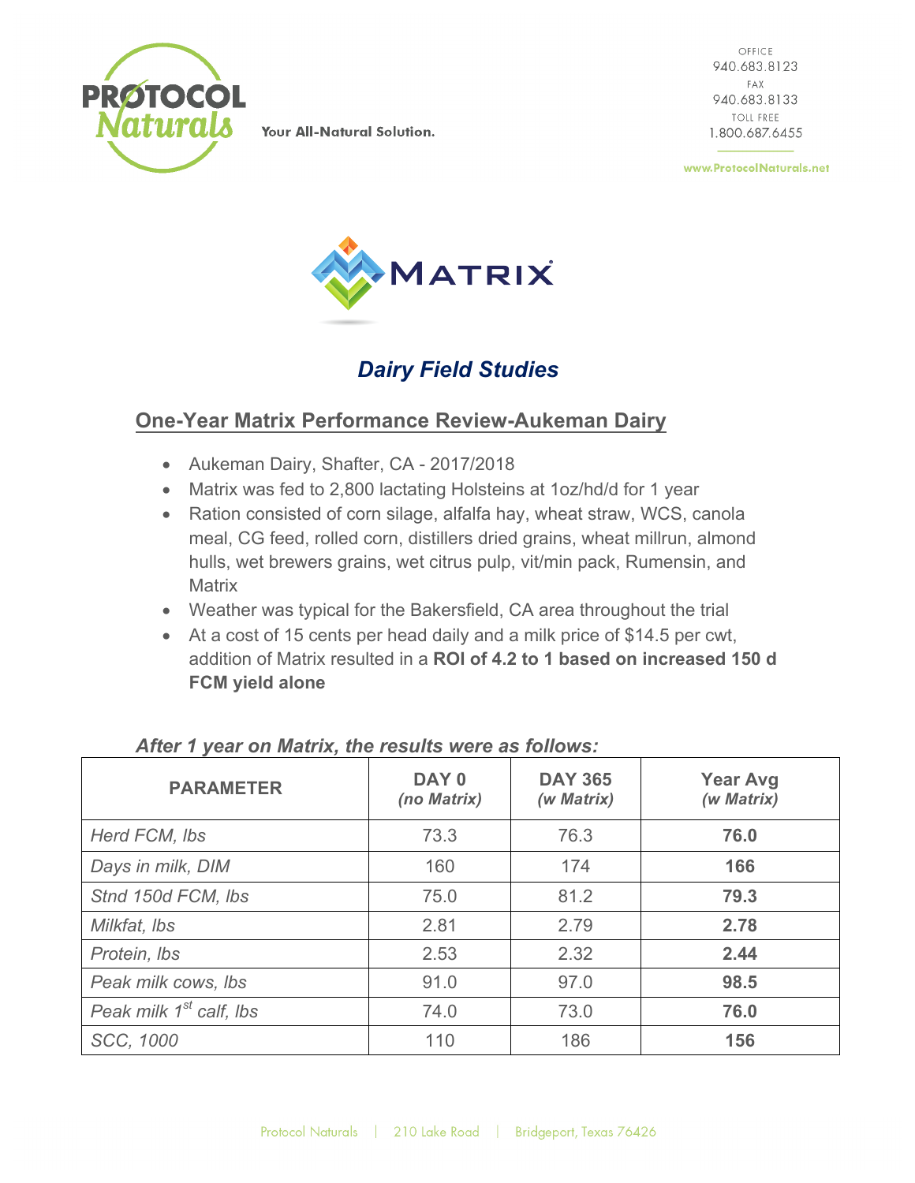PROTOCOL Naturals

Your All-Natural Solution.

OFFICE
940.683.8123
FAX
940.683.8133
TOLL FREE
1.800.687.6455

www.ProtocolNaturals.net

MATRIX

## *Dairy Field Studies*

### One-Year Matrix Performance Review-Aukeman Dairy

- Aukeman Dairy, Shafter, CA - 2017/2018
- Matrix was fed to 2,800 lactating Holsteins at 1oz/hd/d for 1 year
- Ration consisted of corn silage, alfalfa hay, wheat straw, WCS, canola meal, CG feed, rolled corn, distillers dried grains, wheat millrun, almond hulls, wet brewers grains, wet citrus pulp, vit/min pack, Rumensin, and Matrix
- Weather was typical for the Bakersfield, CA area throughout the trial
- At a cost of 15 cents per head daily and a milk price of $14.5 per cwt, addition of Matrix resulted in a **ROI of 4.2 to 1 based on increased 150 d FCM yield alone**

***After 1 year on Matrix, the results were as follows:***

| PARAMETER | DAY 0 *(no Matrix)* | DAY 365 *(w Matrix)* | Year Avg *(w Matrix)* |
|---|---|---|---|
| *Herd FCM, lbs* | 73.3 | 76.3 | **76.0** |
| *Days in milk, DIM* | 160 | 174 | **166** |
| *Stnd 150d FCM, lbs* | 75.0 | 81.2 | **79.3** |
| *Milkfat, lbs* | 2.81 | 2.79 | **2.78** |
| *Protein, lbs* | 2.53 | 2.32 | **2.44** |
| *Peak milk cows, lbs* | 91.0 | 97.0 | **98.5** |
| *Peak milk 1st calf, lbs* | 74.0 | 73.0 | **76.0** |
| *SCC, 1000* | 110 | 186 | **156** |

Protocol Naturals | 210 Lake Road | Bridgeport, Texas 76426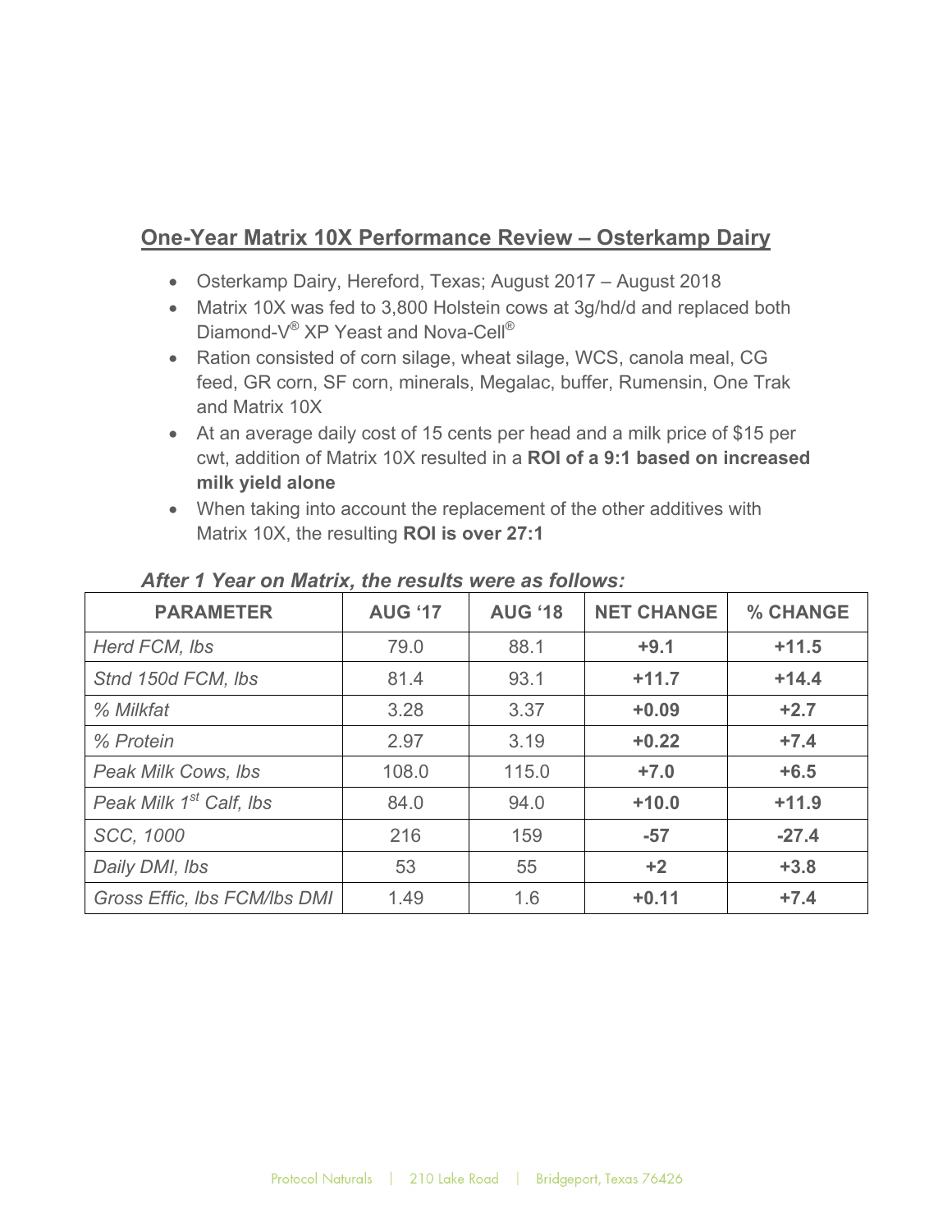## One-Year Matrix 10X Performance Review – Osterkamp Dairy

- Osterkamp Dairy, Hereford, Texas; August 2017 – August 2018
- Matrix 10X was fed to 3,800 Holstein cows at 3g/hd/d and replaced both Diamond-V® XP Yeast and Nova-Cell®
- Ration consisted of corn silage, wheat silage, WCS, canola meal, CG feed, GR corn, SF corn, minerals, Megalac, buffer, Rumensin, One Trak and Matrix 10X
- At an average daily cost of 15 cents per head and a milk price of $15 per cwt, addition of Matrix 10X resulted in a **ROI of a 9:1 based on increased milk yield alone**
- When taking into account the replacement of the other additives with Matrix 10X, the resulting **ROI is over 27:1**

***After 1 Year on Matrix, the results were as follows:***

| PARAMETER | AUG '17 | AUG '18 | NET CHANGE | % CHANGE |
|---|---|---|---|---|
| *Herd FCM, lbs* | 79.0 | 88.1 | **+9.1** | **+11.5** |
| *Stnd 150d FCM, lbs* | 81.4 | 93.1 | **+11.7** | **+14.4** |
| *% Milkfat* | 3.28 | 3.37 | **+0.09** | **+2.7** |
| *% Protein* | 2.97 | 3.19 | **+0.22** | **+7.4** |
| *Peak Milk Cows, lbs* | 108.0 | 115.0 | **+7.0** | **+6.5** |
| *Peak Milk 1st Calf, lbs* | 84.0 | 94.0 | **+10.0** | **+11.9** |
| *SCC, 1000* | 216 | 159 | **-57** | **-27.4** |
| *Daily DMI, lbs* | 53 | 55 | **+2** | **+3.8** |
| *Gross Effic, lbs FCM/lbs DMI* | 1.49 | 1.6 | **+0.11** | **+7.4** |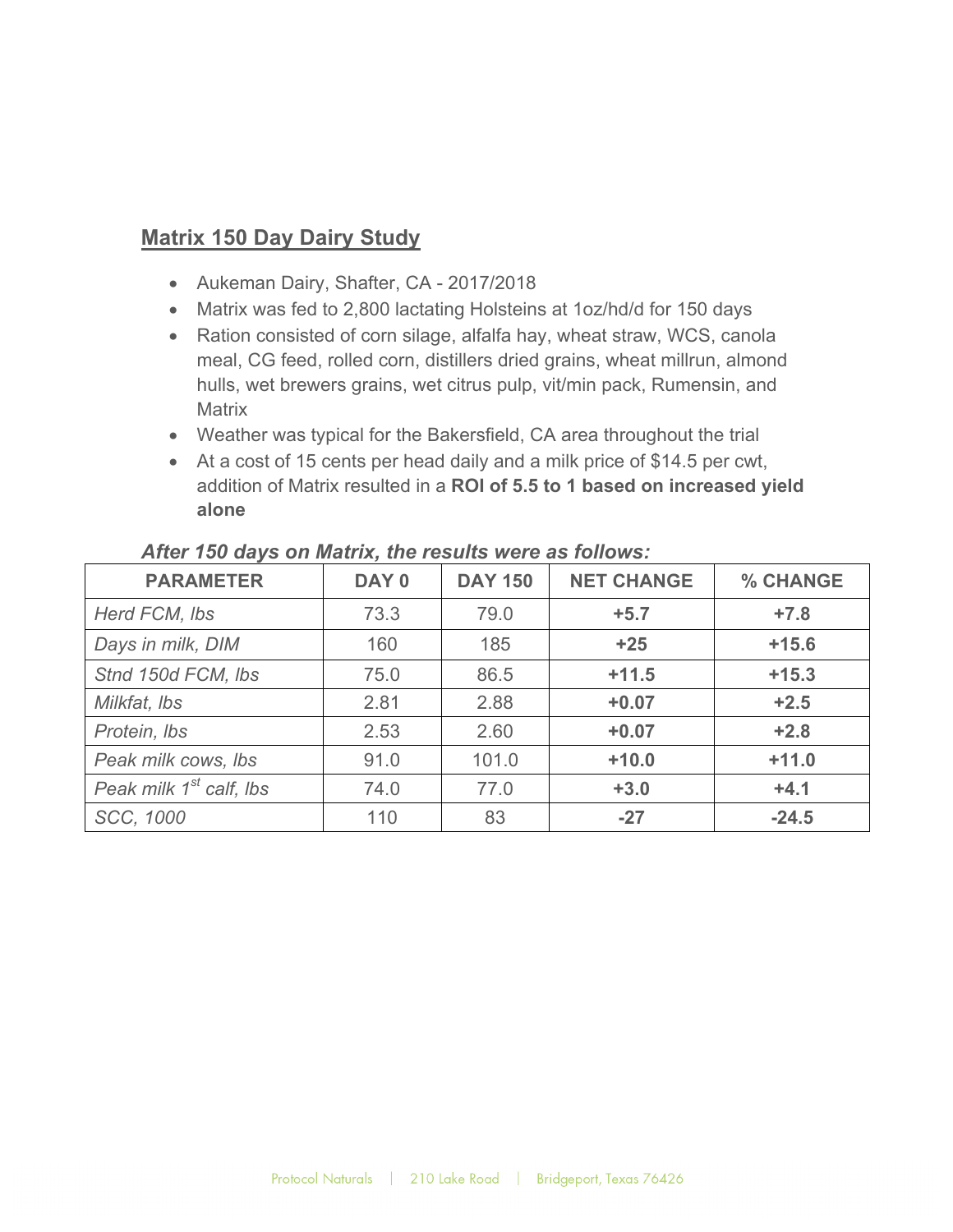## Matrix 150 Day Dairy Study

- Aukeman Dairy, Shafter, CA - 2017/2018
- Matrix was fed to 2,800 lactating Holsteins at 1oz/hd/d for 150 days
- Ration consisted of corn silage, alfalfa hay, wheat straw, WCS, canola meal, CG feed, rolled corn, distillers dried grains, wheat millrun, almond hulls, wet brewers grains, wet citrus pulp, vit/min pack, Rumensin, and Matrix
- Weather was typical for the Bakersfield, CA area throughout the trial
- At a cost of 15 cents per head daily and a milk price of $14.5 per cwt, addition of Matrix resulted in a **ROI of 5.5 to 1 based on increased yield alone**

***After 150 days on Matrix, the results were as follows:***

| PARAMETER | DAY 0 | DAY 150 | NET CHANGE | % CHANGE |
|---|---|---|---|---|
| *Herd FCM, lbs* | 73.3 | 79.0 | **+5.7** | **+7.8** |
| *Days in milk, DIM* | 160 | 185 | **+25** | **+15.6** |
| *Stnd 150d FCM, lbs* | 75.0 | 86.5 | **+11.5** | **+15.3** |
| *Milkfat, lbs* | 2.81 | 2.88 | **+0.07** | **+2.5** |
| *Protein, lbs* | 2.53 | 2.60 | **+0.07** | **+2.8** |
| *Peak milk cows, lbs* | 91.0 | 101.0 | **+10.0** | **+11.0** |
| *Peak milk 1st calf, lbs* | 74.0 | 77.0 | **+3.0** | **+4.1** |
| *SCC, 1000* | 110 | 83 | **-27** | **-24.5** |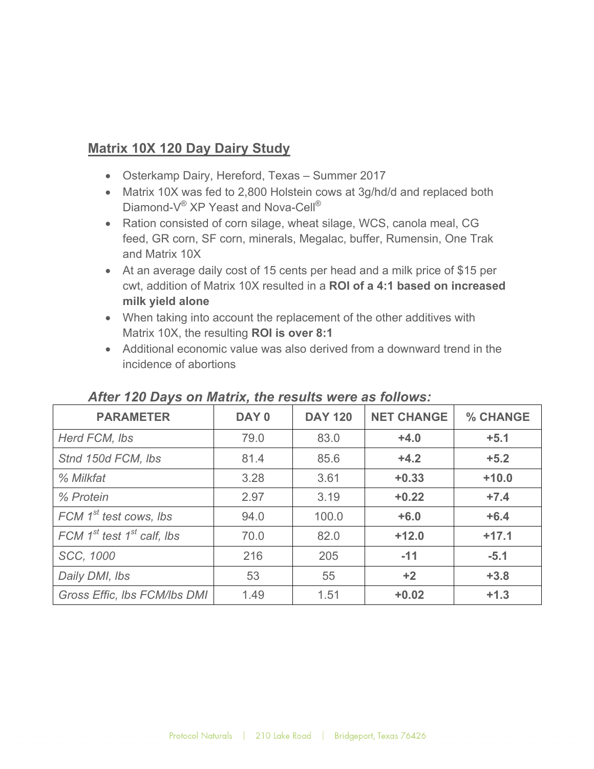## Matrix 10X 120 Day Dairy Study

- Osterkamp Dairy, Hereford, Texas – Summer 2017
- Matrix 10X was fed to 2,800 Holstein cows at 3g/hd/d and replaced both Diamond-V® XP Yeast and Nova-Cell®
- Ration consisted of corn silage, wheat silage, WCS, canola meal, CG feed, GR corn, SF corn, minerals, Megalac, buffer, Rumensin, One Trak and Matrix 10X
- At an average daily cost of 15 cents per head and a milk price of $15 per cwt, addition of Matrix 10X resulted in a **ROI of a 4:1 based on increased milk yield alone**
- When taking into account the replacement of the other additives with Matrix 10X, the resulting **ROI is over 8:1**
- Additional economic value was also derived from a downward trend in the incidence of abortions

### *After 120 Days on Matrix, the results were as follows:*

| PARAMETER | DAY 0 | DAY 120 | NET CHANGE | % CHANGE |
|---|---|---|---|---|
| *Herd FCM, lbs* | 79.0 | 83.0 | **+4.0** | **+5.1** |
| *Stnd 150d FCM, lbs* | 81.4 | 85.6 | **+4.2** | **+5.2** |
| *% Milkfat* | 3.28 | 3.61 | **+0.33** | **+10.0** |
| *% Protein* | 2.97 | 3.19 | **+0.22** | **+7.4** |
| *FCM 1st test cows, lbs* | 94.0 | 100.0 | **+6.0** | **+6.4** |
| *FCM 1st test 1st calf, lbs* | 70.0 | 82.0 | **+12.0** | **+17.1** |
| *SCC, 1000* | 216 | 205 | **-11** | **-5.1** |
| *Daily DMI, lbs* | 53 | 55 | **+2** | **+3.8** |
| *Gross Effic, lbs FCM/lbs DMI* | 1.49 | 1.51 | **+0.02** | **+1.3** |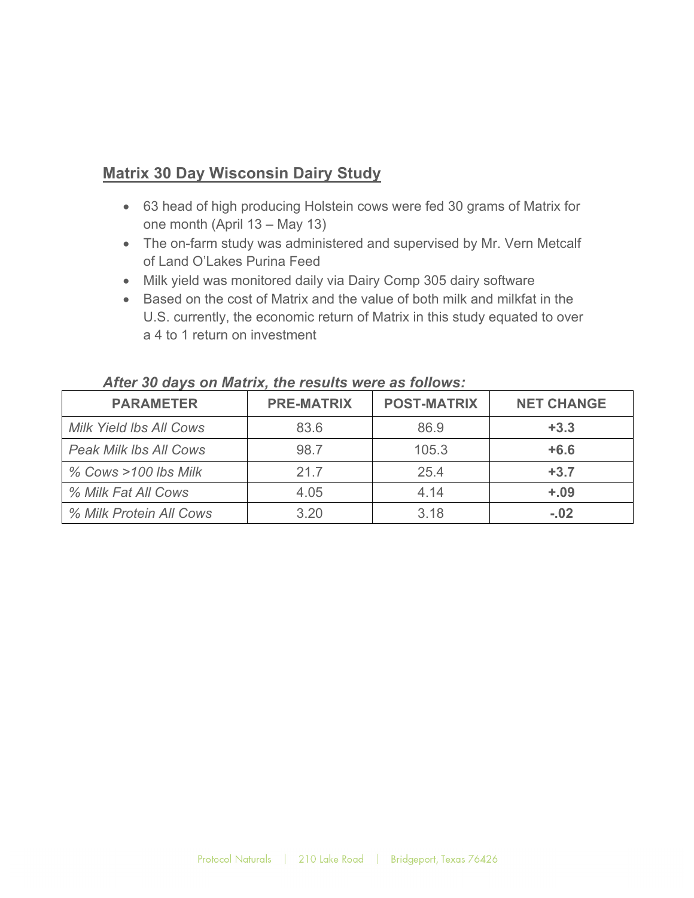## **Matrix 30 Day Wisconsin Dairy Study**

- 63 head of high producing Holstein cows were fed 30 grams of Matrix for one month (April 13 – May 13)
- The on-farm study was administered and supervised by Mr. Vern Metcalf of Land O'Lakes Purina Feed
- Milk yield was monitored daily via Dairy Comp 305 dairy software
- Based on the cost of Matrix and the value of both milk and milkfat in the U.S. currently, the economic return of Matrix in this study equated to over a 4 to 1 return on investment

***After 30 days on Matrix, the results were as follows:***

| PARAMETER | PRE-MATRIX | POST-MATRIX | NET CHANGE |
|---|---|---|---|
| *Milk Yield lbs All Cows* | 83.6 | 86.9 | **+3.3** |
| *Peak Milk lbs All Cows* | 98.7 | 105.3 | **+6.6** |
| *% Cows >100 lbs Milk* | 21.7 | 25.4 | **+3.7** |
| *% Milk Fat All Cows* | 4.05 | 4.14 | **+.09** |
| *% Milk Protein All Cows* | 3.20 | 3.18 | **-.02** |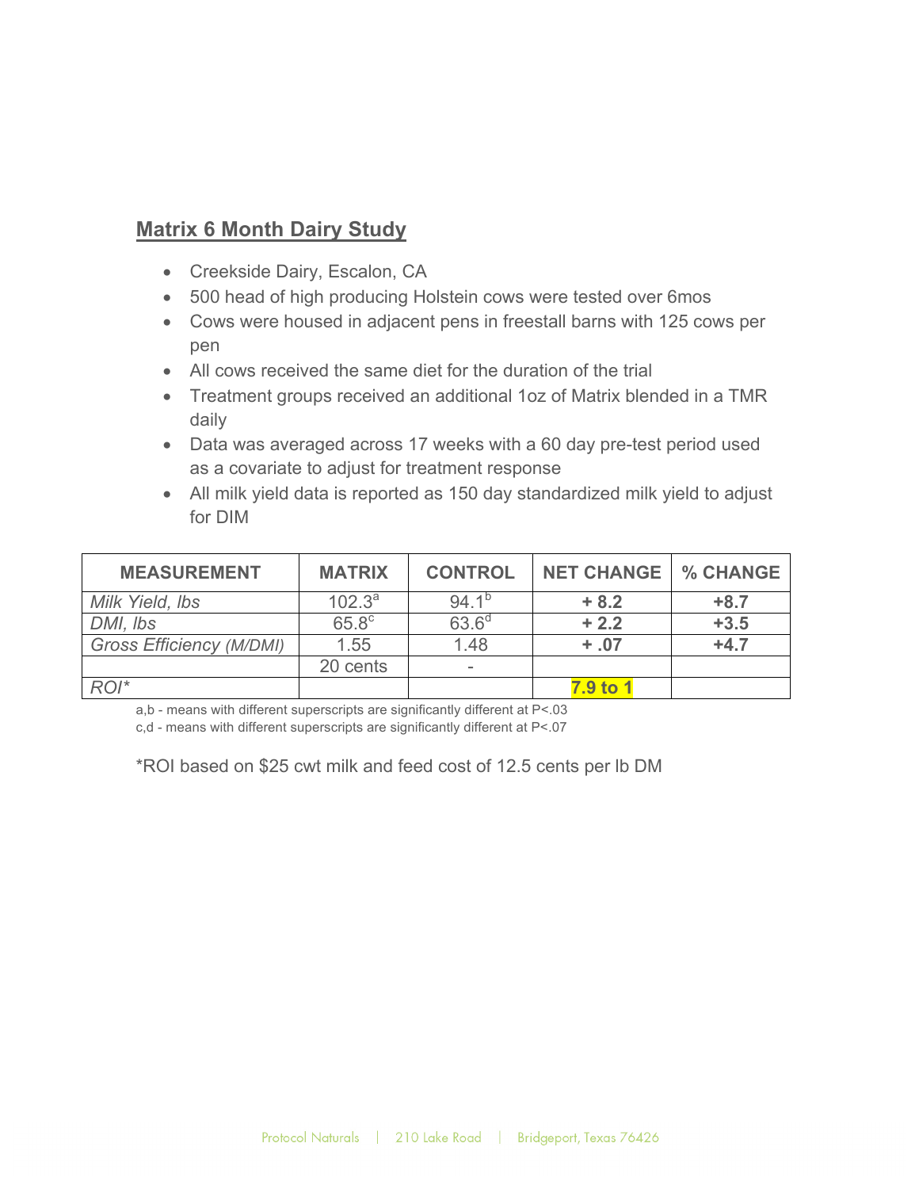## Matrix 6 Month Dairy Study

- Creekside Dairy, Escalon, CA
- 500 head of high producing Holstein cows were tested over 6mos
- Cows were housed in adjacent pens in freestall barns with 125 cows per pen
- All cows received the same diet for the duration of the trial
- Treatment groups received an additional 1oz of Matrix blended in a TMR daily
- Data was averaged across 17 weeks with a 60 day pre-test period used as a covariate to adjust for treatment response
- All milk yield data is reported as 150 day standardized milk yield to adjust for DIM

| MEASUREMENT | MATRIX | CONTROL | NET CHANGE | % CHANGE |
|---|---|---|---|---|
| *Milk Yield, lbs* | 102.3[a] | 94.1[b] | **+ 8.2** | **+8.7** |
| *DMI, lbs* | 65.8[c] | 63.6[d] | **+ 2.2** | **+3.5** |
| *Gross Efficiency (M/DMI)* | 1.55 | 1.48 | **+ .07** | **+4.7** |
| | 20 cents | - | | |
| *ROI** | | | **7.9 to 1** | |

a,b - means with different superscripts are significantly different at P<.03

c,d - means with different superscripts are significantly different at P<.07

*ROI based on $25 cwt milk and feed cost of 12.5 cents per lb DM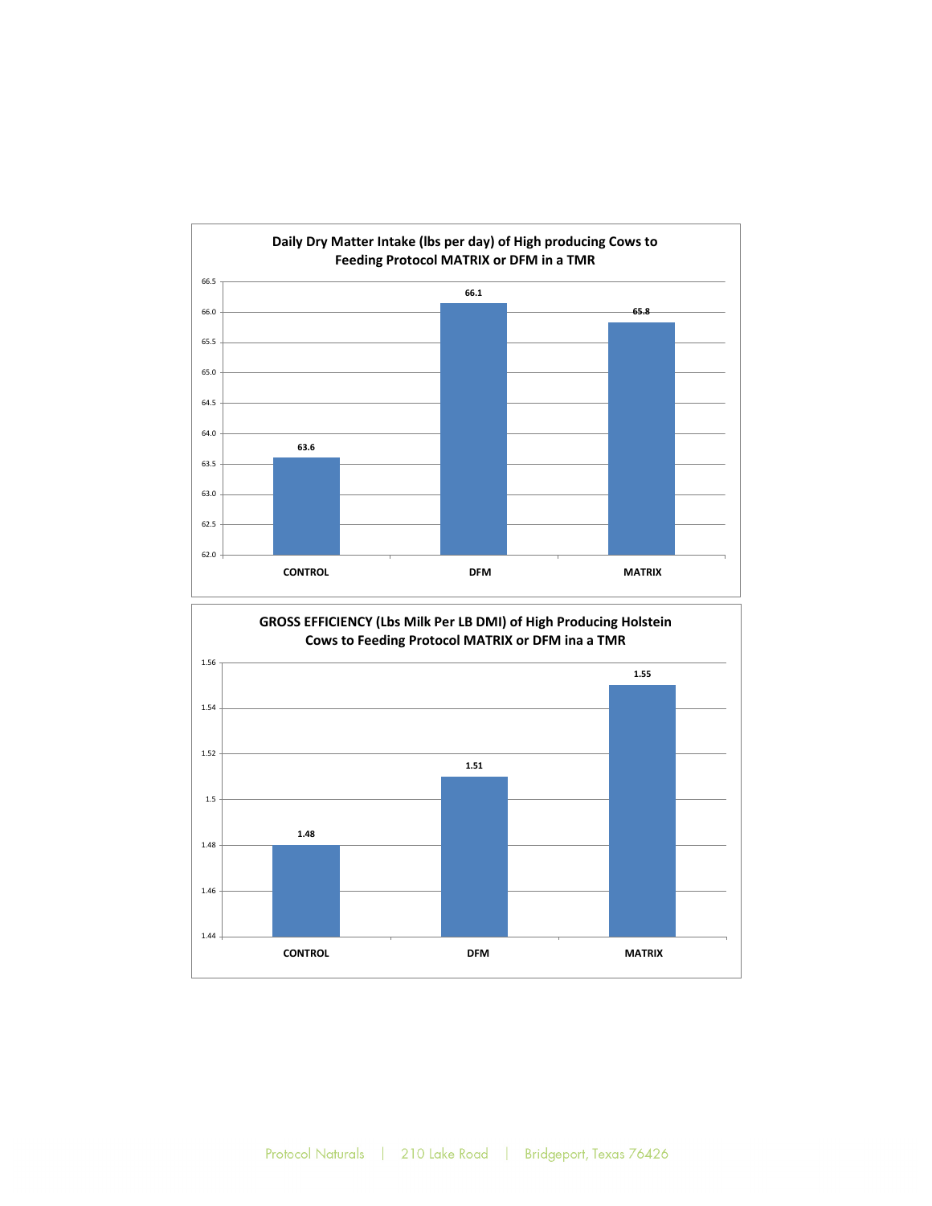**Daily Dry Matter Intake (lbs per day) of High producing Cows to Feeding Protocol MATRIX or DFM in a TMR**

| | CONTROL | DFM | MATRIX |
|---|---|---|---|
| Daily Dry Matter Intake (lbs per day) | 63.6 | 66.1 | 65.8 |

**GROSS EFFICIENCY (Lbs Milk Per LB DMI) of High Producing Holstein Cows to Feeding Protocol MATRIX or DFM ina a TMR**

| | CONTROL | DFM | MATRIX |
|---|---|---|---|
| Gross Efficiency (Lbs Milk Per LB DMI) | 1.48 | 1.51 | 1.55 |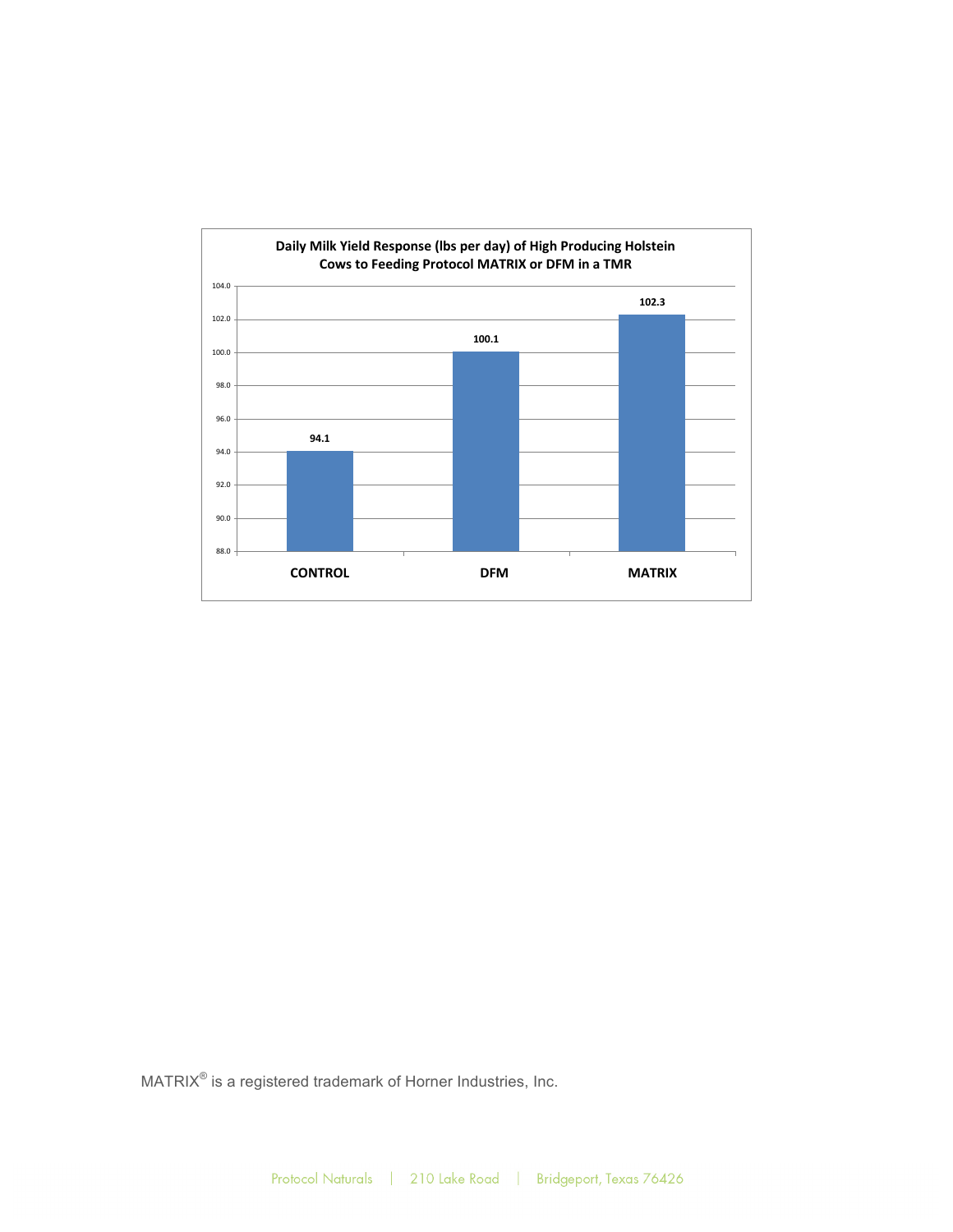Daily Milk Yield Response (lbs per day) of High Producing Holstein Cows to Feeding Protocol MATRIX or DFM in a TMR

104.0
102.0
100.0
98.0
96.0
94.0
92.0
90.0
88.0

94.1
100.1
102.3

CONTROL
DFM
MATRIX

MATRIX® is a registered trademark of Horner Industries, Inc.

Protocol Naturals | 210 Lake Road | Bridgeport, Texas 76426